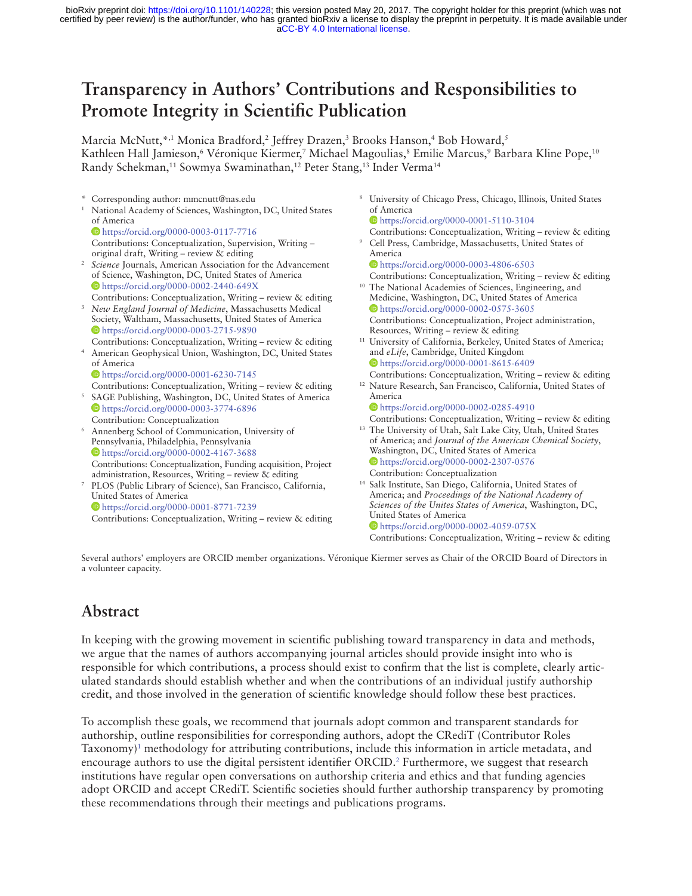bioRxiv preprint doi: https://doi.org/10.1101/140228; this version posted May 20, 2017. The copyright holder for this preprint (which was not certified by peer review) is the author/funder, who has granted bioRxiv a license to display the preprint in perpetuity. It is made available under aCC-BY 4.0 International license.

# Transparency in Authors' Contributions and Responsibilities to Promote Integrity in Scientific Publication

Marcia McNutt,*[,1] Monica Bradford,[2] Jeffrey Drazen,[3] Brooks Hanson,[4] Bob Howard,[5] Kathleen Hall Jamieson,[6] Véronique Kiermer,[7] Michael Magoulias,[8] Emilie Marcus,[9] Barbara Kline Pope,[10] Randy Schekman,[11] Sowmya Swaminathan,[12] Peter Stang,[13] Inder Verma[14]

\* Corresponding author: mmcnutt@nas.edu

[1] National Academy of Sciences, Washington, DC, United States of America
https://orcid.org/0000-0003-0117-7716
Contributions: Conceptualization, Supervision, Writing – original draft, Writing – review & editing

[2] *Science* Journals, American Association for the Advancement of Science, Washington, DC, United States of America
https://orcid.org/0000-0002-2440-649X
Contributions: Conceptualization, Writing – review & editing

[3] *New England Journal of Medicine*, Massachusetts Medical Society, Waltham, Massachusetts, United States of America
https://orcid.org/0000-0003-2715-9890
Contributions: Conceptualization, Writing – review & editing

[4] American Geophysical Union, Washington, DC, United States of America
https://orcid.org/0000-0001-6230-7145
Contributions: Conceptualization, Writing – review & editing

[5] SAGE Publishing, Washington, DC, United States of America
https://orcid.org/0000-0003-3774-6896
Contribution: Conceptualization

[6] Annenberg School of Communication, University of Pennsylvania, Philadelphia, Pennsylvania
https://orcid.org/0000-0002-4167-3688
Contributions: Conceptualization, Funding acquisition, Project administration, Resources, Writing – review & editing

[7] PLOS (Public Library of Science), San Francisco, California, United States of America
https://orcid.org/0000-0001-8771-7239
Contributions: Conceptualization, Writing – review & editing

[8] University of Chicago Press, Chicago, Illinois, United States of America
https://orcid.org/0000-0001-5110-3104
Contributions: Conceptualization, Writing – review & editing

[9] Cell Press, Cambridge, Massachusetts, United States of America
https://orcid.org/0000-0003-4806-6503
Contributions: Conceptualization, Writing – review & editing

[10] The National Academies of Sciences, Engineering, and Medicine, Washington, DC, United States of America
https://orcid.org/0000-0002-0575-3605
Contributions: Conceptualization, Project administration, Resources, Writing – review & editing

[11] University of California, Berkeley, United States of America; and *eLife*, Cambridge, United Kingdom
https://orcid.org/0000-0001-8615-6409
Contributions: Conceptualization, Writing – review & editing

[12] Nature Research, San Francisco, California, United States of America
https://orcid.org/0000-0002-0285-4910
Contributions: Conceptualization, Writing – review & editing

[13] The University of Utah, Salt Lake City, Utah, United States of America; and *Journal of the American Chemical Society*, Washington, DC, United States of America
https://orcid.org/0000-0002-2307-0576
Contribution: Conceptualization

[14] Salk Institute, San Diego, California, United States of America; and *Proceedings of the National Academy of Sciences of the Unites States of America*, Washington, DC, United States of America
https://orcid.org/0000-0002-4059-075X
Contributions: Conceptualization, Writing – review & editing

Several authors' employers are ORCID member organizations. Véronique Kiermer serves as Chair of the ORCID Board of Directors in a volunteer capacity.

## Abstract

In keeping with the growing movement in scientific publishing toward transparency in data and methods, we argue that the names of authors accompanying journal articles should provide insight into who is responsible for which contributions, a process should exist to confirm that the list is complete, clearly articulated standards should establish whether and when the contributions of an individual justify authorship credit, and those involved in the generation of scientific knowledge should follow these best practices.

To accomplish these goals, we recommend that journals adopt common and transparent standards for authorship, outline responsibilities for corresponding authors, adopt the CRediT (Contributor Roles Taxonomy)[1] methodology for attributing contributions, include this information in article metadata, and encourage authors to use the digital persistent identifier ORCID.[2] Furthermore, we suggest that research institutions have regular open conversations on authorship criteria and ethics and that funding agencies adopt ORCID and accept CRediT. Scientific societies should further authorship transparency by promoting these recommendations through their meetings and publications programs.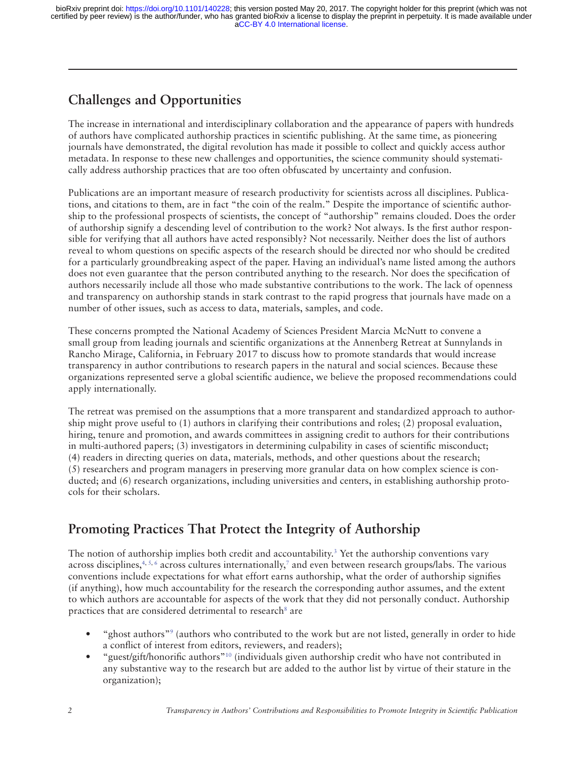## Challenges and Opportunities

The increase in international and interdisciplinary collaboration and the appearance of papers with hundreds of authors have complicated authorship practices in scientific publishing. At the same time, as pioneering journals have demonstrated, the digital revolution has made it possible to collect and quickly access author metadata. In response to these new challenges and opportunities, the science community should systematically address authorship practices that are too often obfuscated by uncertainty and confusion.

Publications are an important measure of research productivity for scientists across all disciplines. Publications, and citations to them, are in fact "the coin of the realm." Despite the importance of scientific authorship to the professional prospects of scientists, the concept of "authorship" remains clouded. Does the order of authorship signify a descending level of contribution to the work? Not always. Is the first author responsible for verifying that all authors have acted responsibly? Not necessarily. Neither does the list of authors reveal to whom questions on specific aspects of the research should be directed nor who should be credited for a particularly groundbreaking aspect of the paper. Having an individual's name listed among the authors does not even guarantee that the person contributed anything to the research. Nor does the specification of authors necessarily include all those who made substantive contributions to the work. The lack of openness and transparency on authorship stands in stark contrast to the rapid progress that journals have made on a number of other issues, such as access to data, materials, samples, and code.

These concerns prompted the National Academy of Sciences President Marcia McNutt to convene a small group from leading journals and scientific organizations at the Annenberg Retreat at Sunnylands in Rancho Mirage, California, in February 2017 to discuss how to promote standards that would increase transparency in author contributions to research papers in the natural and social sciences. Because these organizations represented serve a global scientific audience, we believe the proposed recommendations could apply internationally.

The retreat was premised on the assumptions that a more transparent and standardized approach to authorship might prove useful to (1) authors in clarifying their contributions and roles; (2) proposal evaluation, hiring, tenure and promotion, and awards committees in assigning credit to authors for their contributions in multi-authored papers; (3) investigators in determining culpability in cases of scientific misconduct; (4) readers in directing queries on data, materials, methods, and other questions about the research; (5) researchers and program managers in preserving more granular data on how complex science is conducted; and (6) research organizations, including universities and centers, in establishing authorship protocols for their scholars.

## Promoting Practices That Protect the Integrity of Authorship

The notion of authorship implies both credit and accountability.[3] Yet the authorship conventions vary across disciplines,[4, 5, 6] across cultures internationally,[7] and even between research groups/labs. The various conventions include expectations for what effort earns authorship, what the order of authorship signifies (if anything), how much accountability for the research the corresponding author assumes, and the extent to which authors are accountable for aspects of the work that they did not personally conduct. Authorship practices that are considered detrimental to research[8] are

- "ghost authors"[9] (authors who contributed to the work but are not listed, generally in order to hide a conflict of interest from editors, reviewers, and readers);
- "guest/gift/honorific authors"[10] (individuals given authorship credit who have not contributed in any substantive way to the research but are added to the author list by virtue of their stature in the organization);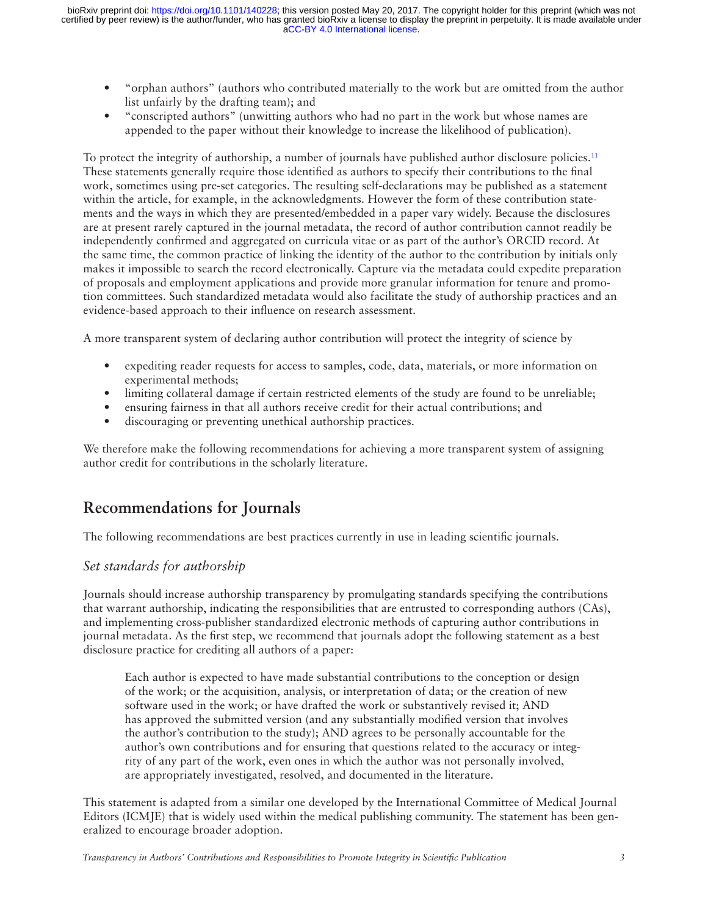- "orphan authors" (authors who contributed materially to the work but are omitted from the author list unfairly by the drafting team); and
- "conscripted authors" (unwitting authors who had no part in the work but whose names are appended to the paper without their knowledge to increase the likelihood of publication).

To protect the integrity of authorship, a number of journals have published author disclosure policies.[11] These statements generally require those identified as authors to specify their contributions to the final work, sometimes using pre-set categories. The resulting self-declarations may be published as a statement within the article, for example, in the acknowledgments. However the form of these contribution statements and the ways in which they are presented/embedded in a paper vary widely. Because the disclosures are at present rarely captured in the journal metadata, the record of author contribution cannot readily be independently confirmed and aggregated on curricula vitae or as part of the author's ORCID record. At the same time, the common practice of linking the identity of the author to the contribution by initials only makes it impossible to search the record electronically. Capture via the metadata could expedite preparation of proposals and employment applications and provide more granular information for tenure and promotion committees. Such standardized metadata would also facilitate the study of authorship practices and an evidence-based approach to their influence on research assessment.

A more transparent system of declaring author contribution will protect the integrity of science by

- expediting reader requests for access to samples, code, data, materials, or more information on experimental methods;
- limiting collateral damage if certain restricted elements of the study are found to be unreliable;
- ensuring fairness in that all authors receive credit for their actual contributions; and
- discouraging or preventing unethical authorship practices.

We therefore make the following recommendations for achieving a more transparent system of assigning author credit for contributions in the scholarly literature.

## Recommendations for Journals

The following recommendations are best practices currently in use in leading scientific journals.

### *Set standards for authorship*

Journals should increase authorship transparency by promulgating standards specifying the contributions that warrant authorship, indicating the responsibilities that are entrusted to corresponding authors (CAs), and implementing cross-publisher standardized electronic methods of capturing author contributions in journal metadata. As the first step, we recommend that journals adopt the following statement as a best disclosure practice for crediting all authors of a paper:

> Each author is expected to have made substantial contributions to the conception or design of the work; or the acquisition, analysis, or interpretation of data; or the creation of new software used in the work; or have drafted the work or substantively revised it; AND has approved the submitted version (and any substantially modified version that involves the author's contribution to the study); AND agrees to be personally accountable for the author's own contributions and for ensuring that questions related to the accuracy or integrity of any part of the work, even ones in which the author was not personally involved, are appropriately investigated, resolved, and documented in the literature.

This statement is adapted from a similar one developed by the International Committee of Medical Journal Editors (ICMJE) that is widely used within the medical publishing community. The statement has been generalized to encourage broader adoption.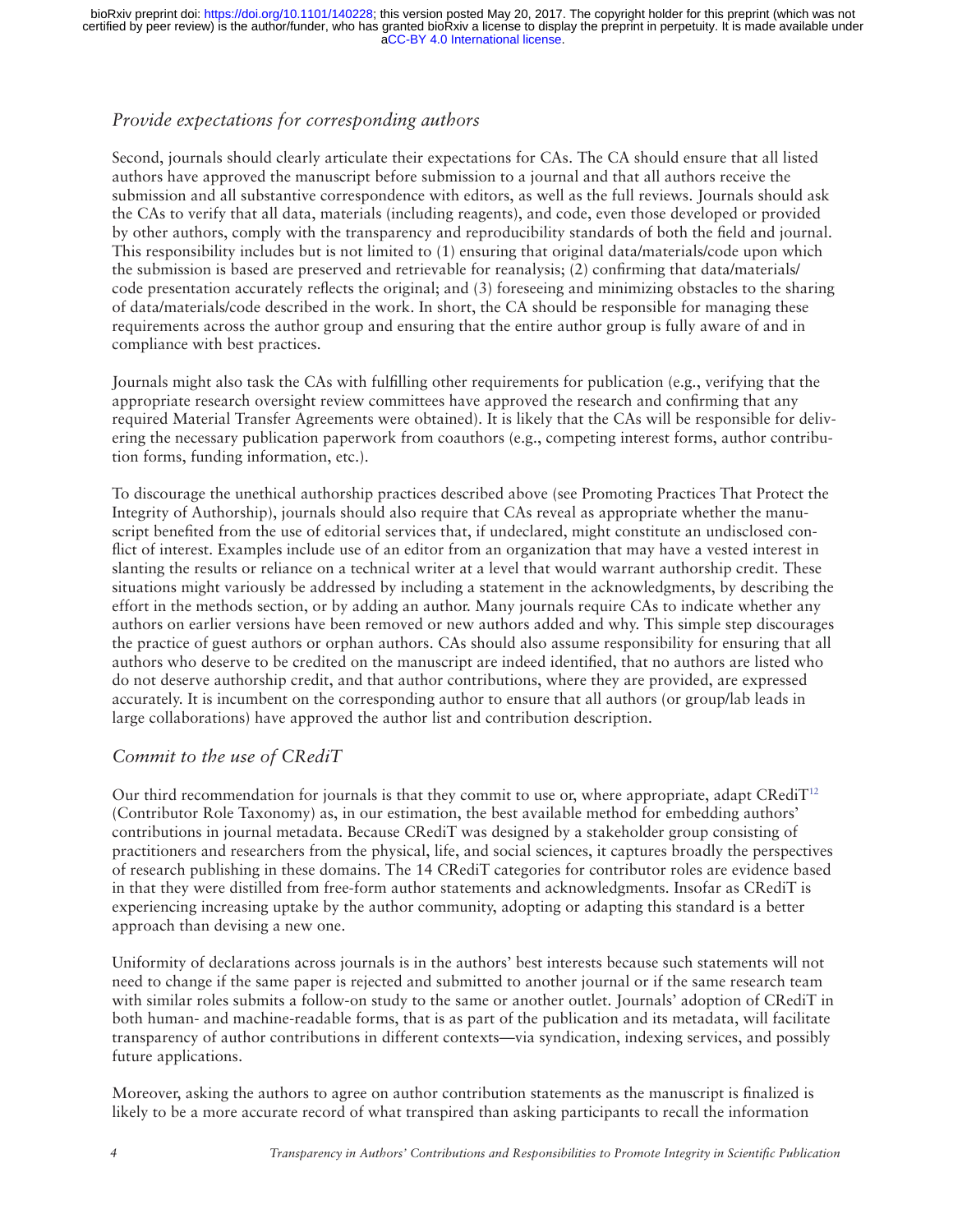### *Provide expectations for corresponding authors*

Second, journals should clearly articulate their expectations for CAs. The CA should ensure that all listed authors have approved the manuscript before submission to a journal and that all authors receive the submission and all substantive correspondence with editors, as well as the full reviews. Journals should ask the CAs to verify that all data, materials (including reagents), and code, even those developed or provided by other authors, comply with the transparency and reproducibility standards of both the field and journal. This responsibility includes but is not limited to (1) ensuring that original data/materials/code upon which the submission is based are preserved and retrievable for reanalysis; (2) confirming that data/materials/code presentation accurately reflects the original; and (3) foreseeing and minimizing obstacles to the sharing of data/materials/code described in the work. In short, the CA should be responsible for managing these requirements across the author group and ensuring that the entire author group is fully aware of and in compliance with best practices.

Journals might also task the CAs with fulfilling other requirements for publication (e.g., verifying that the appropriate research oversight review committees have approved the research and confirming that any required Material Transfer Agreements were obtained). It is likely that the CAs will be responsible for delivering the necessary publication paperwork from coauthors (e.g., competing interest forms, author contribution forms, funding information, etc.).

To discourage the unethical authorship practices described above (see Promoting Practices That Protect the Integrity of Authorship), journals should also require that CAs reveal as appropriate whether the manuscript benefited from the use of editorial services that, if undeclared, might constitute an undisclosed conflict of interest. Examples include use of an editor from an organization that may have a vested interest in slanting the results or reliance on a technical writer at a level that would warrant authorship credit. These situations might variously be addressed by including a statement in the acknowledgments, by describing the effort in the methods section, or by adding an author. Many journals require CAs to indicate whether any authors on earlier versions have been removed or new authors added and why. This simple step discourages the practice of guest authors or orphan authors. CAs should also assume responsibility for ensuring that all authors who deserve to be credited on the manuscript are indeed identified, that no authors are listed who do not deserve authorship credit, and that author contributions, where they are provided, are expressed accurately. It is incumbent on the corresponding author to ensure that all authors (or group/lab leads in large collaborations) have approved the author list and contribution description.

### *Commit to the use of CRediT*

Our third recommendation for journals is that they commit to use or, where appropriate, adapt CRediT[12] (Contributor Role Taxonomy) as, in our estimation, the best available method for embedding authors' contributions in journal metadata. Because CRediT was designed by a stakeholder group consisting of practitioners and researchers from the physical, life, and social sciences, it captures broadly the perspectives of research publishing in these domains. The 14 CRediT categories for contributor roles are evidence based in that they were distilled from free-form author statements and acknowledgments. Insofar as CRediT is experiencing increasing uptake by the author community, adopting or adapting this standard is a better approach than devising a new one.

Uniformity of declarations across journals is in the authors' best interests because such statements will not need to change if the same paper is rejected and submitted to another journal or if the same research team with similar roles submits a follow-on study to the same or another outlet. Journals' adoption of CRediT in both human- and machine-readable forms, that is as part of the publication and its metadata, will facilitate transparency of author contributions in different contexts—via syndication, indexing services, and possibly future applications.

Moreover, asking the authors to agree on author contribution statements as the manuscript is finalized is likely to be a more accurate record of what transpired than asking participants to recall the information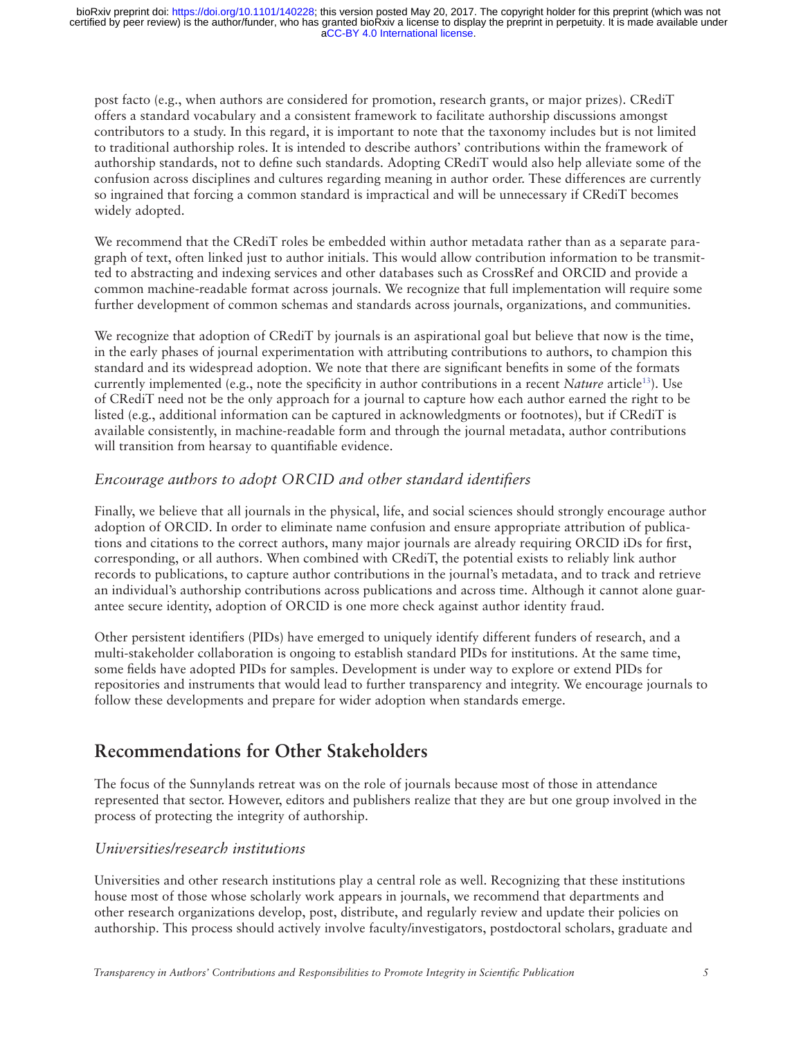post facto (e.g., when authors are considered for promotion, research grants, or major prizes). CRediT offers a standard vocabulary and a consistent framework to facilitate authorship discussions amongst contributors to a study. In this regard, it is important to note that the taxonomy includes but is not limited to traditional authorship roles. It is intended to describe authors' contributions within the framework of authorship standards, not to define such standards. Adopting CRediT would also help alleviate some of the confusion across disciplines and cultures regarding meaning in author order. These differences are currently so ingrained that forcing a common standard is impractical and will be unnecessary if CRediT becomes widely adopted.

We recommend that the CRediT roles be embedded within author metadata rather than as a separate paragraph of text, often linked just to author initials. This would allow contribution information to be transmitted to abstracting and indexing services and other databases such as CrossRef and ORCID and provide a common machine-readable format across journals. We recognize that full implementation will require some further development of common schemas and standards across journals, organizations, and communities.

We recognize that adoption of CRediT by journals is an aspirational goal but believe that now is the time, in the early phases of journal experimentation with attributing contributions to authors, to champion this standard and its widespread adoption. We note that there are significant benefits in some of the formats currently implemented (e.g., note the specificity in author contributions in a recent *Nature* article[13]). Use of CRediT need not be the only approach for a journal to capture how each author earned the right to be listed (e.g., additional information can be captured in acknowledgments or footnotes), but if CRediT is available consistently, in machine-readable form and through the journal metadata, author contributions will transition from hearsay to quantifiable evidence.

### *Encourage authors to adopt ORCID and other standard identifiers*

Finally, we believe that all journals in the physical, life, and social sciences should strongly encourage author adoption of ORCID. In order to eliminate name confusion and ensure appropriate attribution of publications and citations to the correct authors, many major journals are already requiring ORCID iDs for first, corresponding, or all authors. When combined with CRediT, the potential exists to reliably link author records to publications, to capture author contributions in the journal's metadata, and to track and retrieve an individual's authorship contributions across publications and across time. Although it cannot alone guarantee secure identity, adoption of ORCID is one more check against author identity fraud.

Other persistent identifiers (PIDs) have emerged to uniquely identify different funders of research, and a multi-stakeholder collaboration is ongoing to establish standard PIDs for institutions. At the same time, some fields have adopted PIDs for samples. Development is under way to explore or extend PIDs for repositories and instruments that would lead to further transparency and integrity. We encourage journals to follow these developments and prepare for wider adoption when standards emerge.

## Recommendations for Other Stakeholders

The focus of the Sunnylands retreat was on the role of journals because most of those in attendance represented that sector. However, editors and publishers realize that they are but one group involved in the process of protecting the integrity of authorship.

### *Universities/research institutions*

Universities and other research institutions play a central role as well. Recognizing that these institutions house most of those whose scholarly work appears in journals, we recommend that departments and other research organizations develop, post, distribute, and regularly review and update their policies on authorship. This process should actively involve faculty/investigators, postdoctoral scholars, graduate and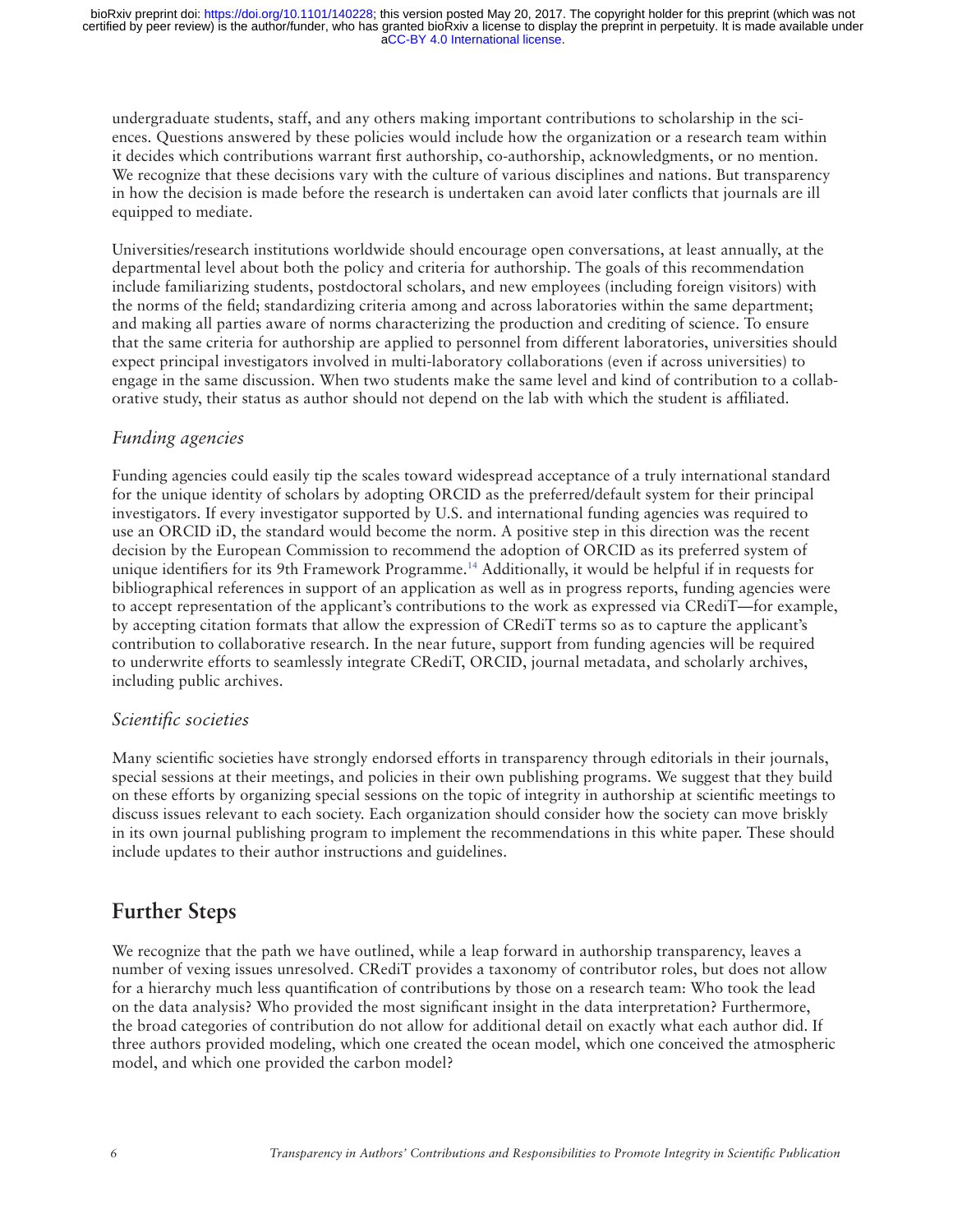undergraduate students, staff, and any others making important contributions to scholarship in the sciences. Questions answered by these policies would include how the organization or a research team within it decides which contributions warrant first authorship, co-authorship, acknowledgments, or no mention. We recognize that these decisions vary with the culture of various disciplines and nations. But transparency in how the decision is made before the research is undertaken can avoid later conflicts that journals are ill equipped to mediate.

Universities/research institutions worldwide should encourage open conversations, at least annually, at the departmental level about both the policy and criteria for authorship. The goals of this recommendation include familiarizing students, postdoctoral scholars, and new employees (including foreign visitors) with the norms of the field; standardizing criteria among and across laboratories within the same department; and making all parties aware of norms characterizing the production and crediting of science. To ensure that the same criteria for authorship are applied to personnel from different laboratories, universities should expect principal investigators involved in multi-laboratory collaborations (even if across universities) to engage in the same discussion. When two students make the same level and kind of contribution to a collaborative study, their status as author should not depend on the lab with which the student is affiliated.

### *Funding agencies*

Funding agencies could easily tip the scales toward widespread acceptance of a truly international standard for the unique identity of scholars by adopting ORCID as the preferred/default system for their principal investigators. If every investigator supported by U.S. and international funding agencies was required to use an ORCID iD, the standard would become the norm. A positive step in this direction was the recent decision by the European Commission to recommend the adoption of ORCID as its preferred system of unique identifiers for its 9th Framework Programme.[14] Additionally, it would be helpful if in requests for bibliographical references in support of an application as well as in progress reports, funding agencies were to accept representation of the applicant's contributions to the work as expressed via CRediT—for example, by accepting citation formats that allow the expression of CRediT terms so as to capture the applicant's contribution to collaborative research. In the near future, support from funding agencies will be required to underwrite efforts to seamlessly integrate CRediT, ORCID, journal metadata, and scholarly archives, including public archives.

### *Scientific societies*

Many scientific societies have strongly endorsed efforts in transparency through editorials in their journals, special sessions at their meetings, and policies in their own publishing programs. We suggest that they build on these efforts by organizing special sessions on the topic of integrity in authorship at scientific meetings to discuss issues relevant to each society. Each organization should consider how the society can move briskly in its own journal publishing program to implement the recommendations in this white paper. These should include updates to their author instructions and guidelines.

## Further Steps

We recognize that the path we have outlined, while a leap forward in authorship transparency, leaves a number of vexing issues unresolved. CRediT provides a taxonomy of contributor roles, but does not allow for a hierarchy much less quantification of contributions by those on a research team: Who took the lead on the data analysis? Who provided the most significant insight in the data interpretation? Furthermore, the broad categories of contribution do not allow for additional detail on exactly what each author did. If three authors provided modeling, which one created the ocean model, which one conceived the atmospheric model, and which one provided the carbon model?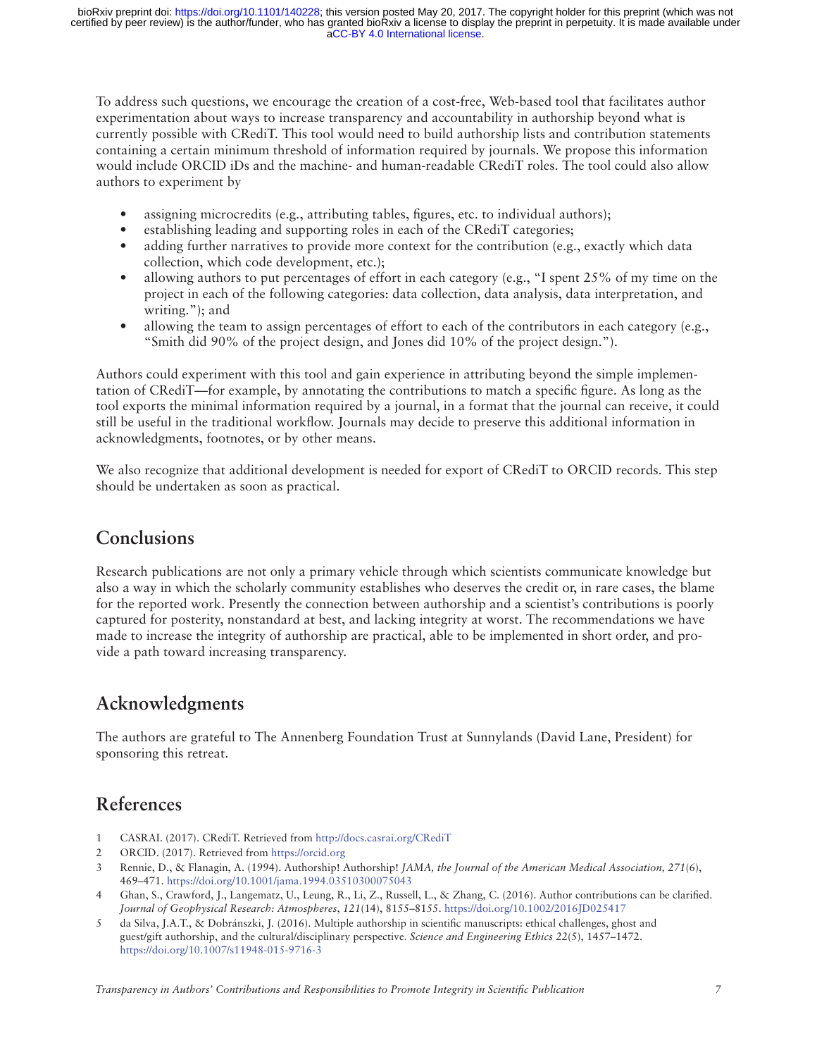To address such questions, we encourage the creation of a cost-free, Web-based tool that facilitates author experimentation about ways to increase transparency and accountability in authorship beyond what is currently possible with CRediT. This tool would need to build authorship lists and contribution statements containing a certain minimum threshold of information required by journals. We propose this information would include ORCID iDs and the machine- and human-readable CRediT roles. The tool could also allow authors to experiment by

- assigning microcredits (e.g., attributing tables, figures, etc. to individual authors);
- establishing leading and supporting roles in each of the CRediT categories;
- adding further narratives to provide more context for the contribution (e.g., exactly which data collection, which code development, etc.);
- allowing authors to put percentages of effort in each category (e.g., "I spent 25% of my time on the project in each of the following categories: data collection, data analysis, data interpretation, and writing."); and
- allowing the team to assign percentages of effort to each of the contributors in each category (e.g., "Smith did 90% of the project design, and Jones did 10% of the project design.").

Authors could experiment with this tool and gain experience in attributing beyond the simple implementation of CRediT—for example, by annotating the contributions to match a specific figure. As long as the tool exports the minimal information required by a journal, in a format that the journal can receive, it could still be useful in the traditional workflow. Journals may decide to preserve this additional information in acknowledgments, footnotes, or by other means.

We also recognize that additional development is needed for export of CRediT to ORCID records. This step should be undertaken as soon as practical.

## Conclusions

Research publications are not only a primary vehicle through which scientists communicate knowledge but also a way in which the scholarly community establishes who deserves the credit or, in rare cases, the blame for the reported work. Presently the connection between authorship and a scientist's contributions is poorly captured for posterity, nonstandard at best, and lacking integrity at worst. The recommendations we have made to increase the integrity of authorship are practical, able to be implemented in short order, and provide a path toward increasing transparency.

## Acknowledgments

The authors are grateful to The Annenberg Foundation Trust at Sunnylands (David Lane, President) for sponsoring this retreat.

## References

1. CASRAI. (2017). CRediT. Retrieved from http://docs.casrai.org/CRediT
2. ORCID. (2017). Retrieved from https://orcid.org
3. Rennie, D., & Flanagin, A. (1994). Authorship! Authorship! *JAMA, the Journal of the American Medical Association, 271*(6), 469–471. https://doi.org/10.1001/jama.1994.03510300075043
4. Ghan, S., Crawford, J., Langematz, U., Leung, R., Li, Z., Russell, L., & Zhang, C. (2016). Author contributions can be clarified. *Journal of Geophysical Research: Atmospheres*, *121*(14), 8155–8155. https://doi.org/10.1002/2016JD025417
5. da Silva, J.A.T., & Dobránszki, J. (2016). Multiple authorship in scientific manuscripts: ethical challenges, ghost and guest/gift authorship, and the cultural/disciplinary perspective. *Science and Engineering Ethics 22*(5), 1457–1472. https://doi.org/10.1007/s11948-015-9716-3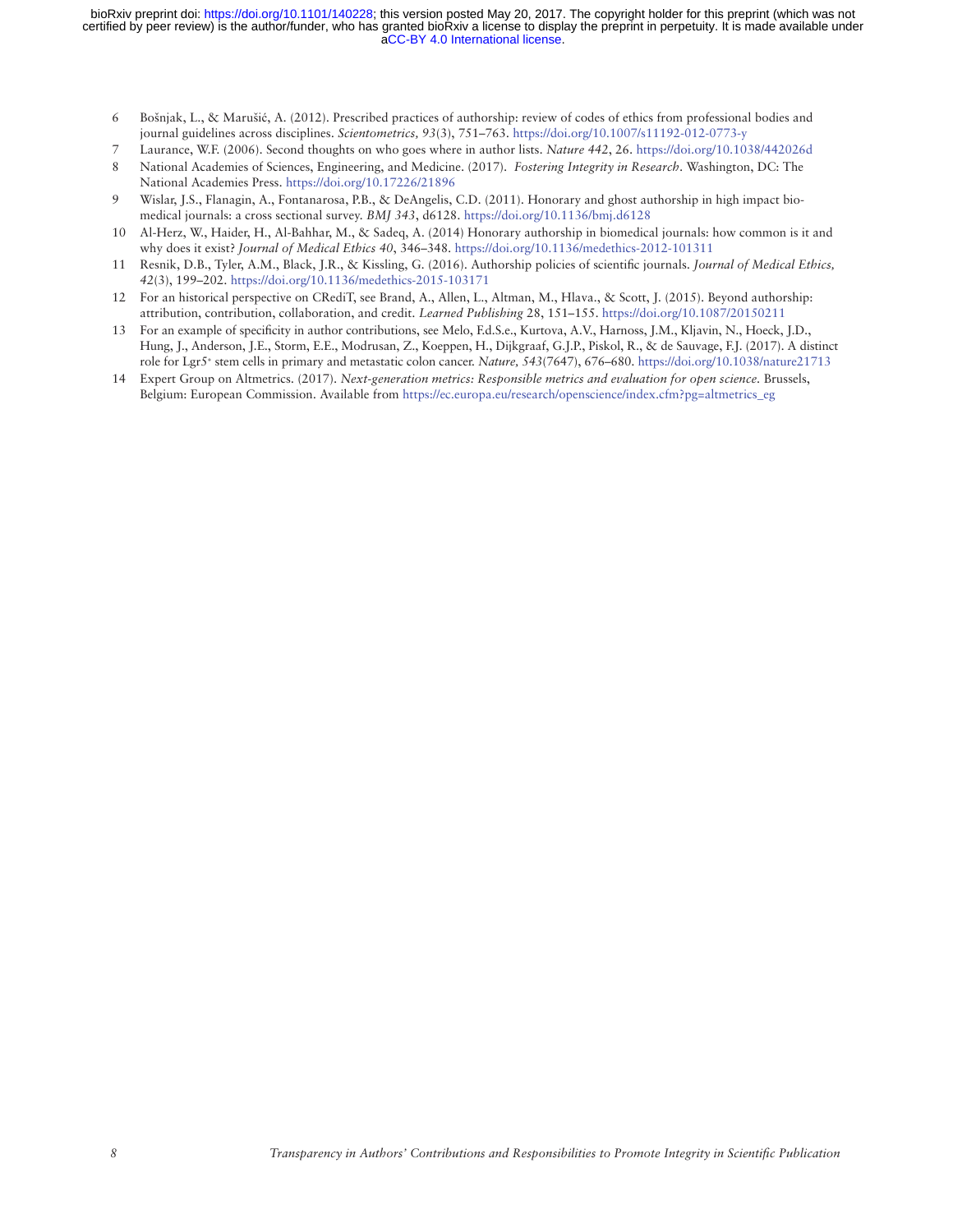6 Bošnjak, L., & Marušić, A. (2012). Prescribed practices of authorship: review of codes of ethics from professional bodies and journal guidelines across disciplines. *Scientometrics, 93*(3), 751–763. https://doi.org/10.1007/s11192-012-0773-y

7 Laurance, W.F. (2006). Second thoughts on who goes where in author lists. *Nature 442*, 26. https://doi.org/10.1038/442026d

8 National Academies of Sciences, Engineering, and Medicine. (2017). *Fostering Integrity in Research*. Washington, DC: The National Academies Press. https://doi.org/10.17226/21896

9 Wislar, J.S., Flanagin, A., Fontanarosa, P.B., & DeAngelis, C.D. (2011). Honorary and ghost authorship in high impact biomedical journals: a cross sectional survey. *BMJ 343*, d6128. https://doi.org/10.1136/bmj.d6128

10 Al-Herz, W., Haider, H., Al-Bahhar, M., & Sadeq, A. (2014) Honorary authorship in biomedical journals: how common is it and why does it exist? *Journal of Medical Ethics 40*, 346–348. https://doi.org/10.1136/medethics-2012-101311

11 Resnik, D.B., Tyler, A.M., Black, J.R., & Kissling, G. (2016). Authorship policies of scientific journals. *Journal of Medical Ethics, 42*(3), 199–202. https://doi.org/10.1136/medethics-2015-103171

12 For an historical perspective on CRediT, see Brand, A., Allen, L., Altman, M., Hlava., & Scott, J. (2015). Beyond authorship: attribution, contribution, collaboration, and credit. *Learned Publishing* 28, 151–155. https://doi.org/10.1087/20150211

13 For an example of specificity in author contributions, see Melo, F.d.S.e., Kurtova, A.V., Harnoss, J.M., Kljavin, N., Hoeck, J.D., Hung, J., Anderson, J.E., Storm, E.E., Modrusan, Z., Koeppen, H., Dijkgraaf, G.J.P., Piskol, R., & de Sauvage, F.J. (2017). A distinct role for Lgr5+ stem cells in primary and metastatic colon cancer. *Nature, 543*(7647), 676–680. https://doi.org/10.1038/nature21713

14 Expert Group on Altmetrics. (2017). *Next-generation metrics: Responsible metrics and evaluation for open science.* Brussels, Belgium: European Commission. Available from https://ec.europa.eu/research/openscience/index.cfm?pg=altmetrics_eg